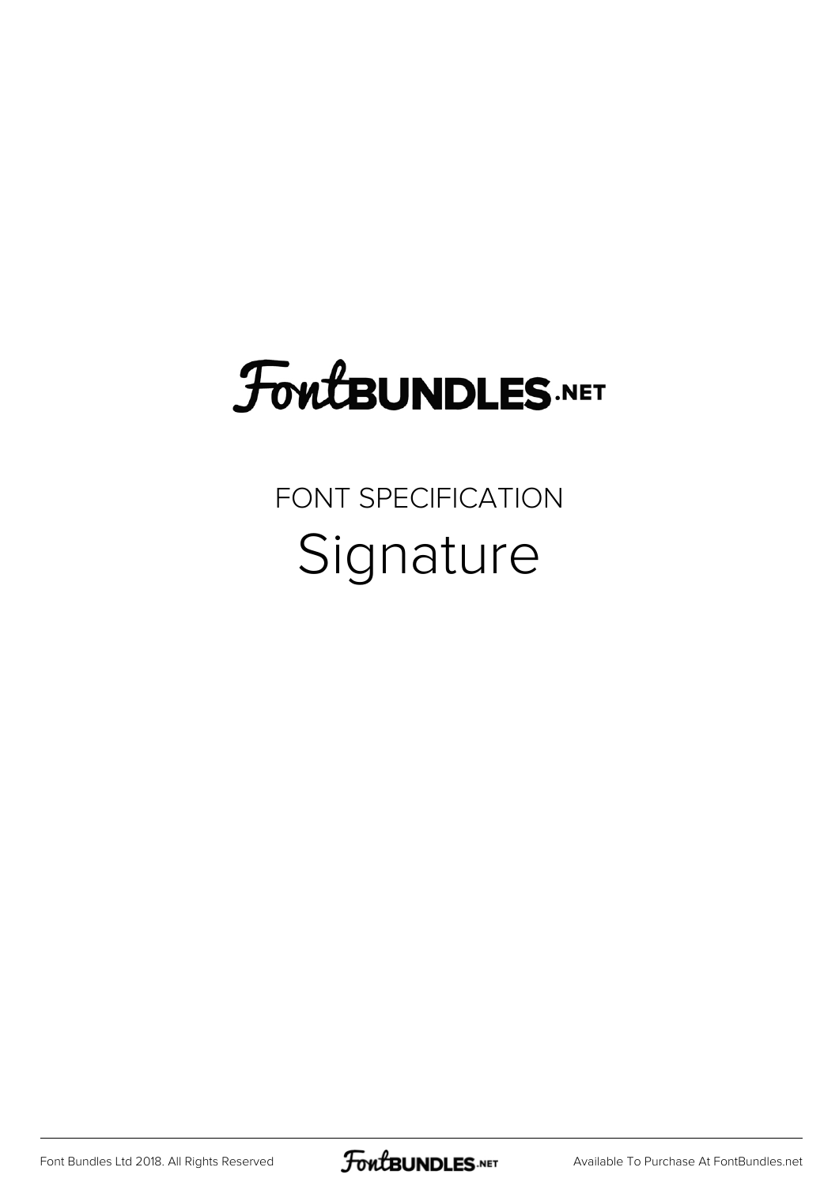# FontBUNDLES.NET

FONT SPECIFICATION

## Signature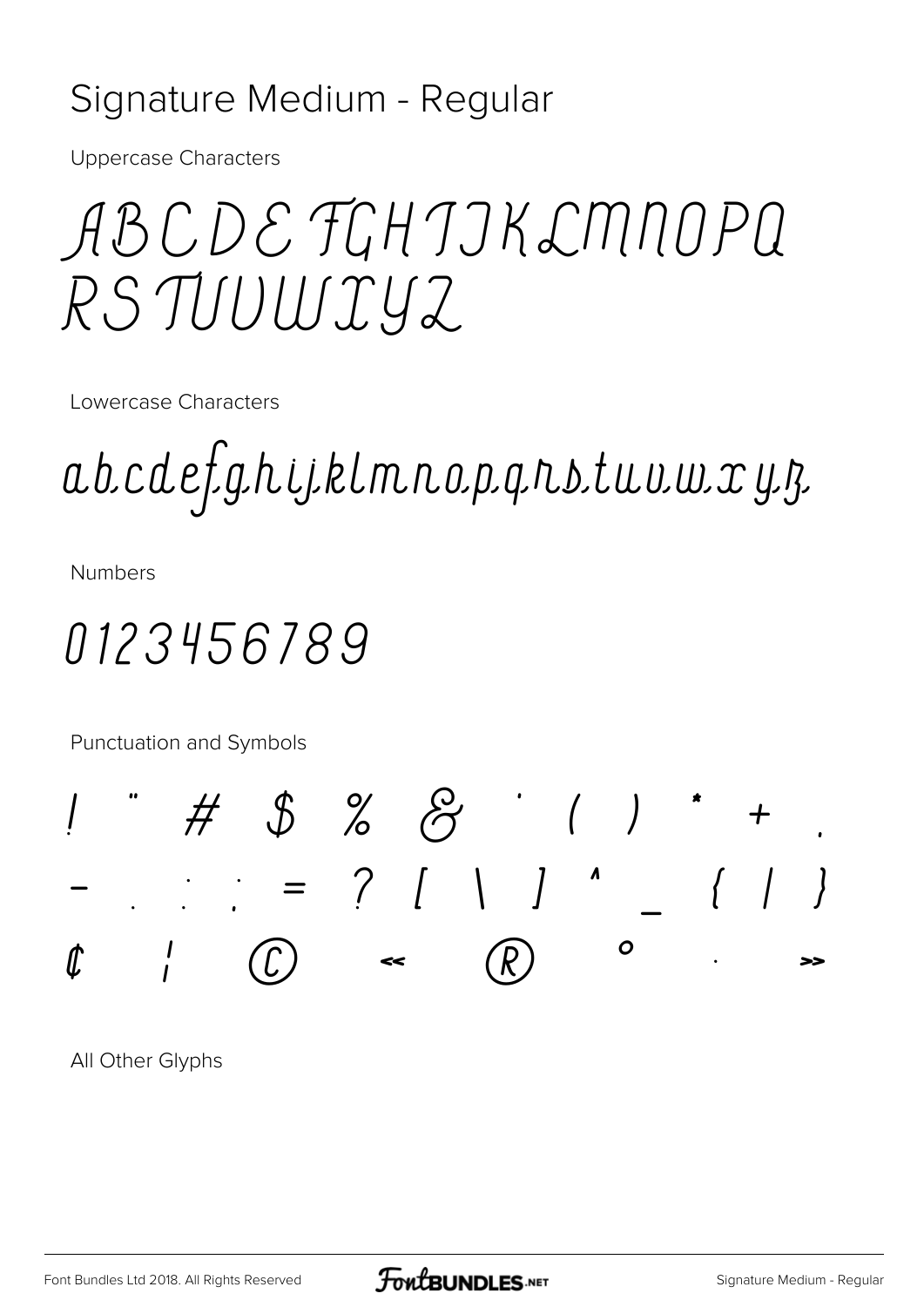# Signature Medium - Regular

Uppercase Characters

ABCDEFGHIJKLMNOPQ
RSTUVWXYZ

Lowercase Characters

abcdefghijklmnopqrstuvwxyz

Numbers

0123456789

Punctuation and Symbols

! " # $ % & ' ( ) * + ,
- . / : ; = ? [ \ ] ^ _ { | }
¢ ¦ © « ® ° · »

All Other Glyphs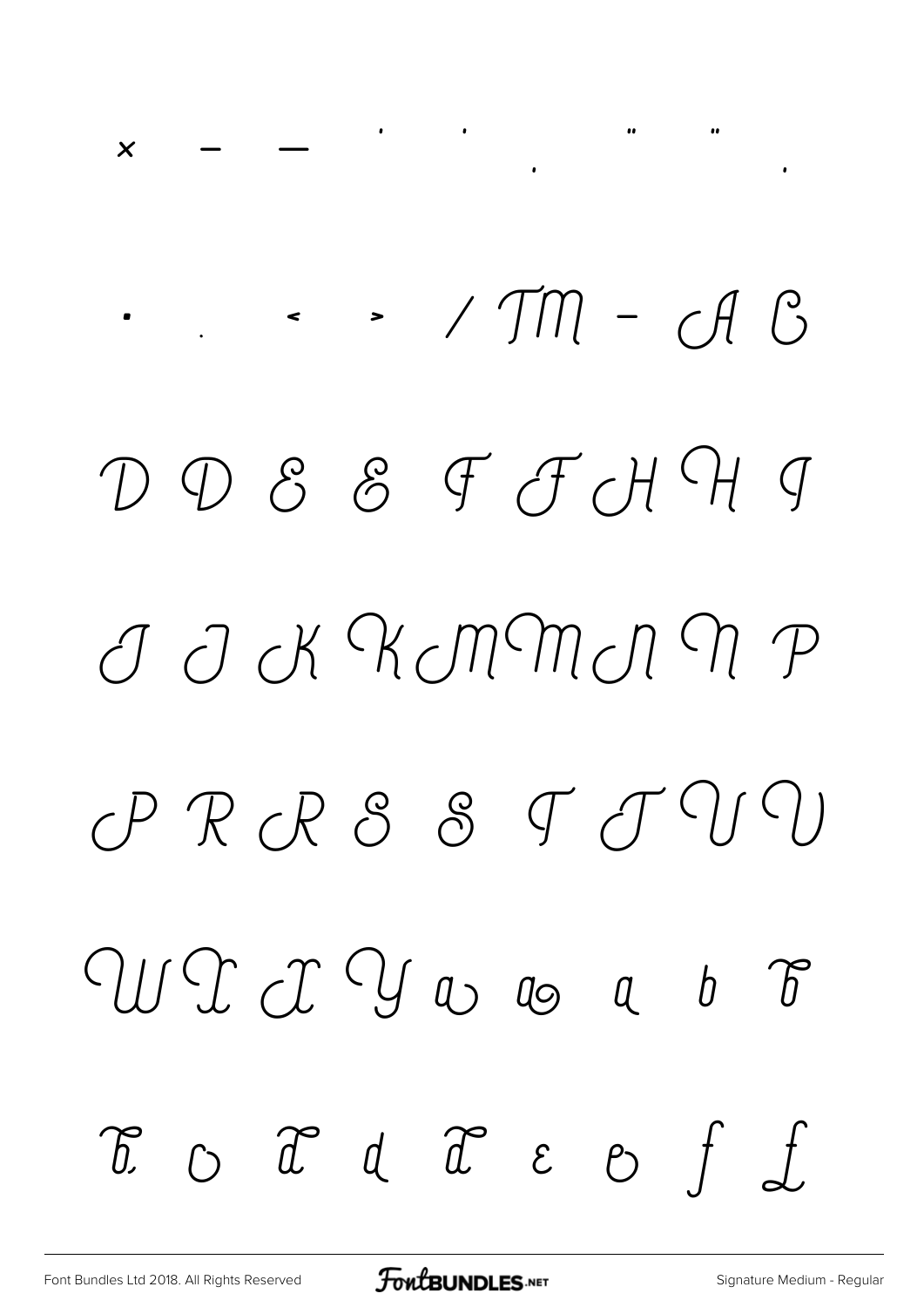× – — ' ' , " " .

• . < > / TM - A B

D D E E F F H H I

I J K K M M N N P

P R R S S T T U V

W X X Y a a a b b

b c d d d e e f f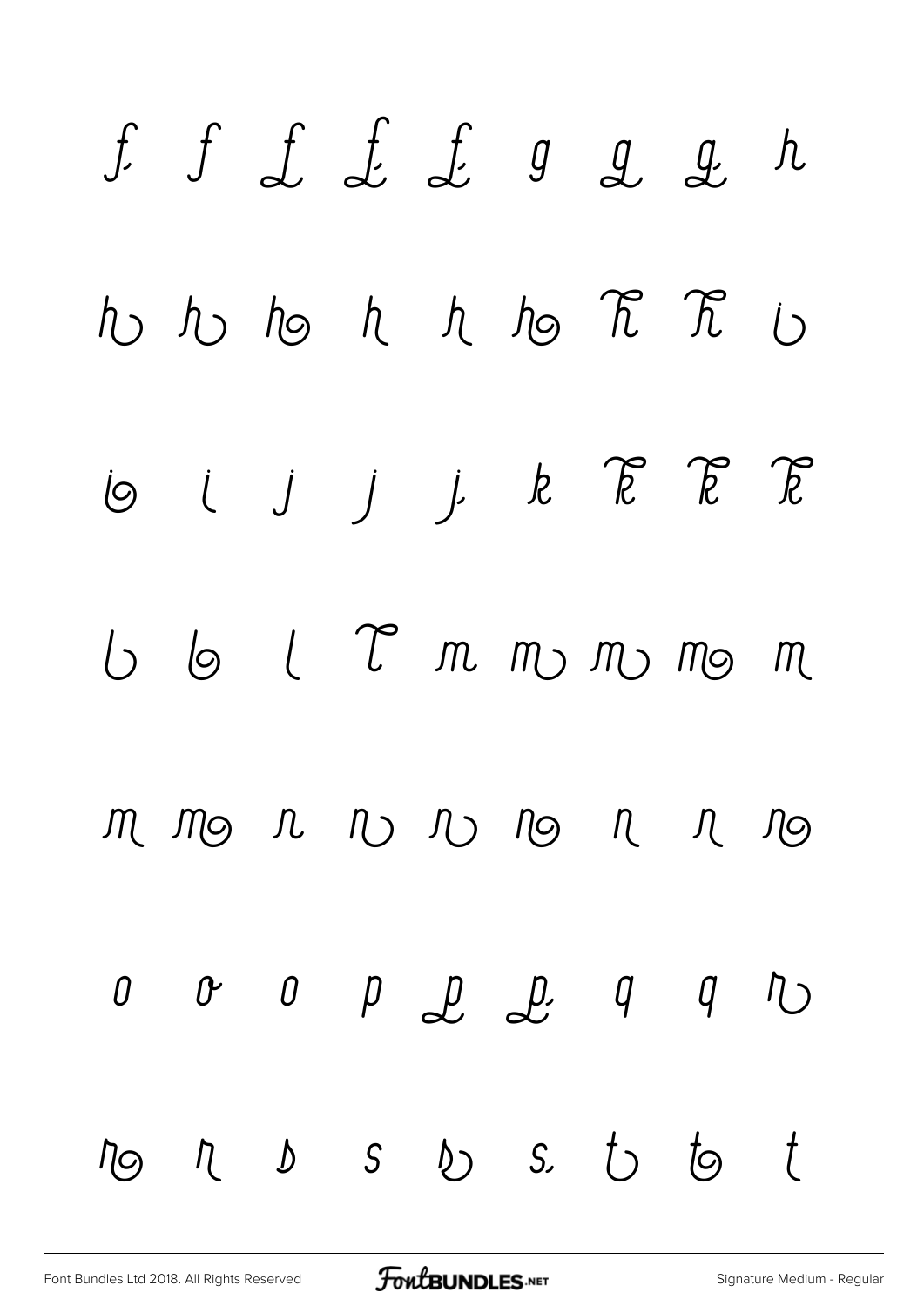f f f f f g g g h

h h h h h h h h i

i i j j j k k k k

l l l l m m m m m

m m n n n n n n n

o o o p p p q q r

r r s s s s t t t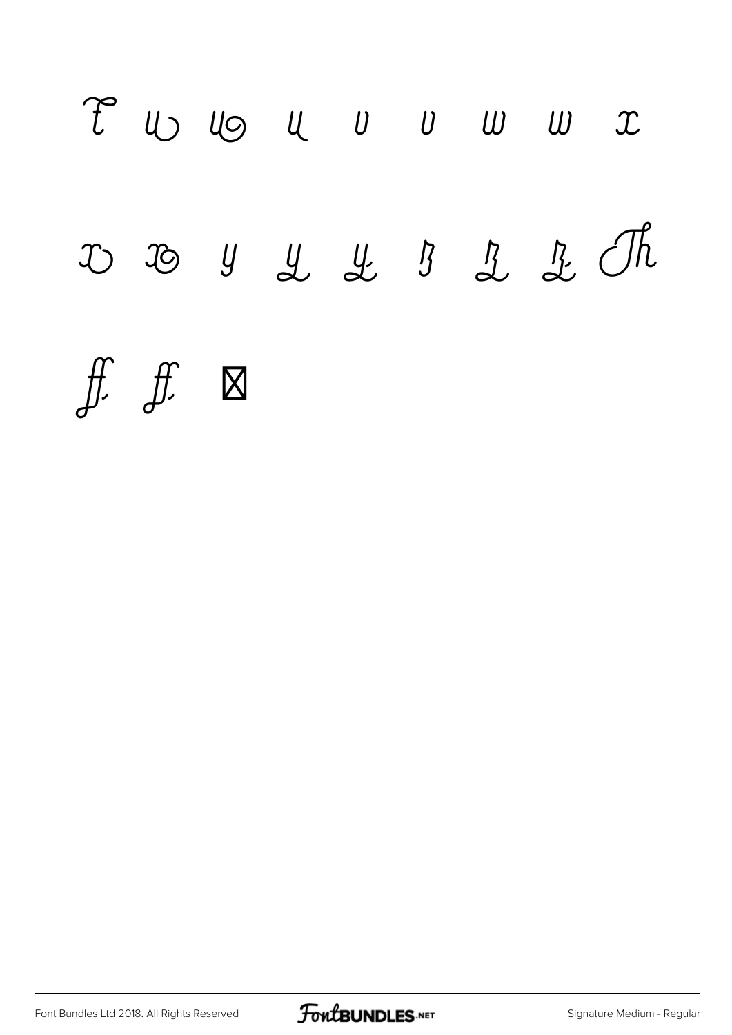t u u u v v w w x

x x y y y z z z Th

ff ff ⊠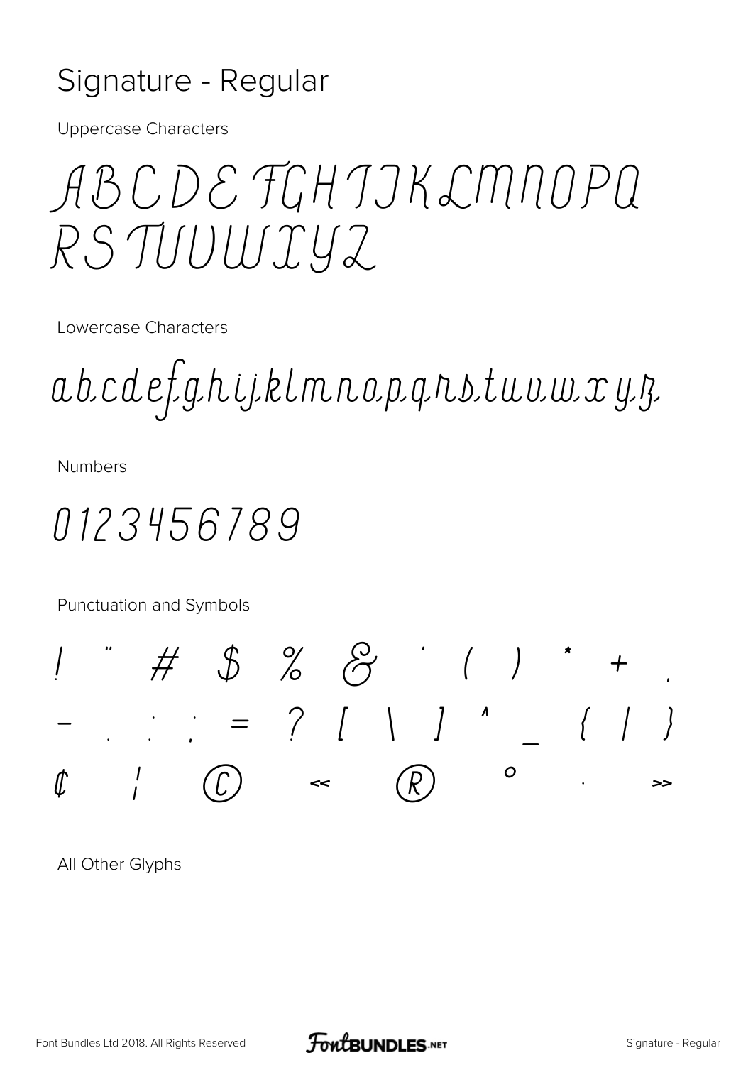# Signature - Regular

Uppercase Characters

ABCDEFGHIJKLMNOPQ
RSTUVWXYZ

Lowercase Characters

abcdefghijklmnopqrstuvwxyz

Numbers

0123456789

Punctuation and Symbols

! " # $ % & ' ( ) * + ,
- . : ; = ? [ \ ] ^ _ { | }
¢ ¦ © « ® ° · »

All Other Glyphs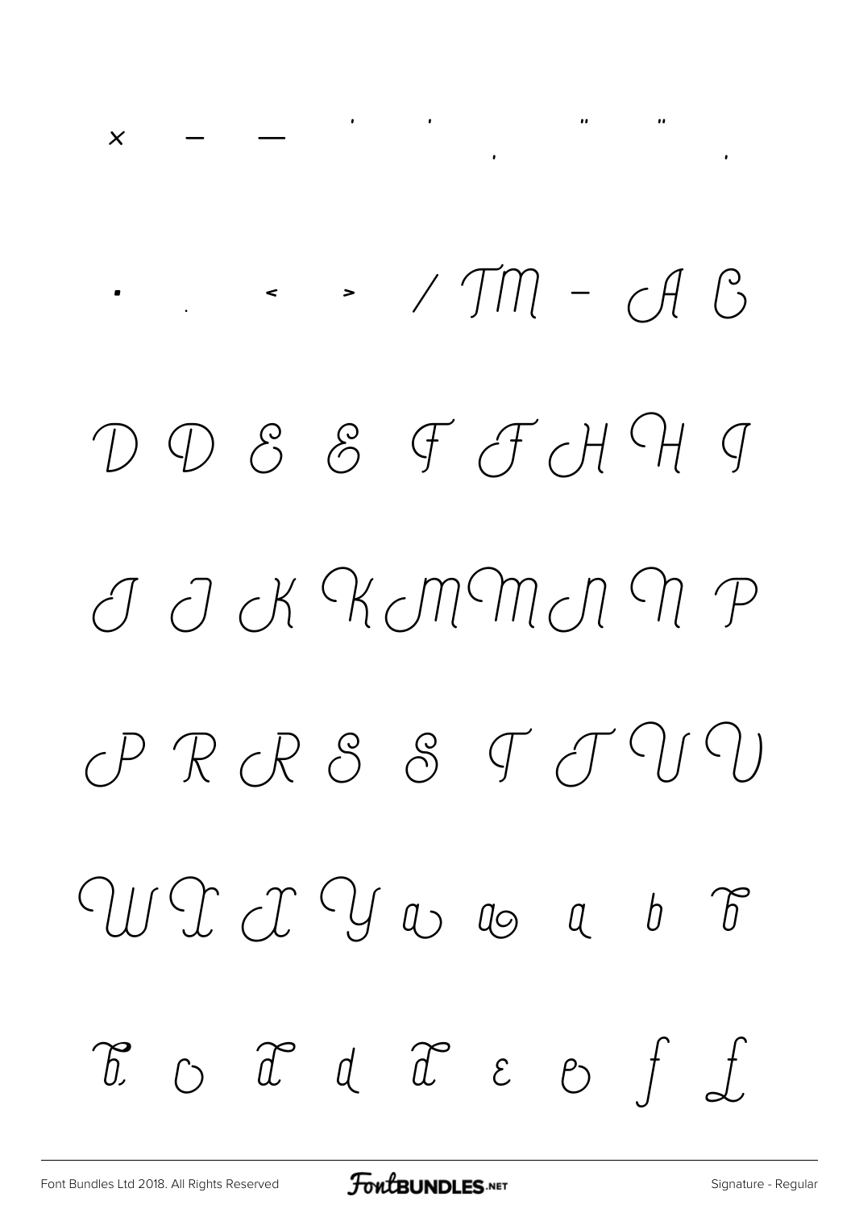× – — ' ' ‚ " " „

· . ‹ › / ™ - A B

D D E E F F H H I

I J K K M M N N P

P R R S S T T U V

W X X Y a a a b b

b c d d d e e f f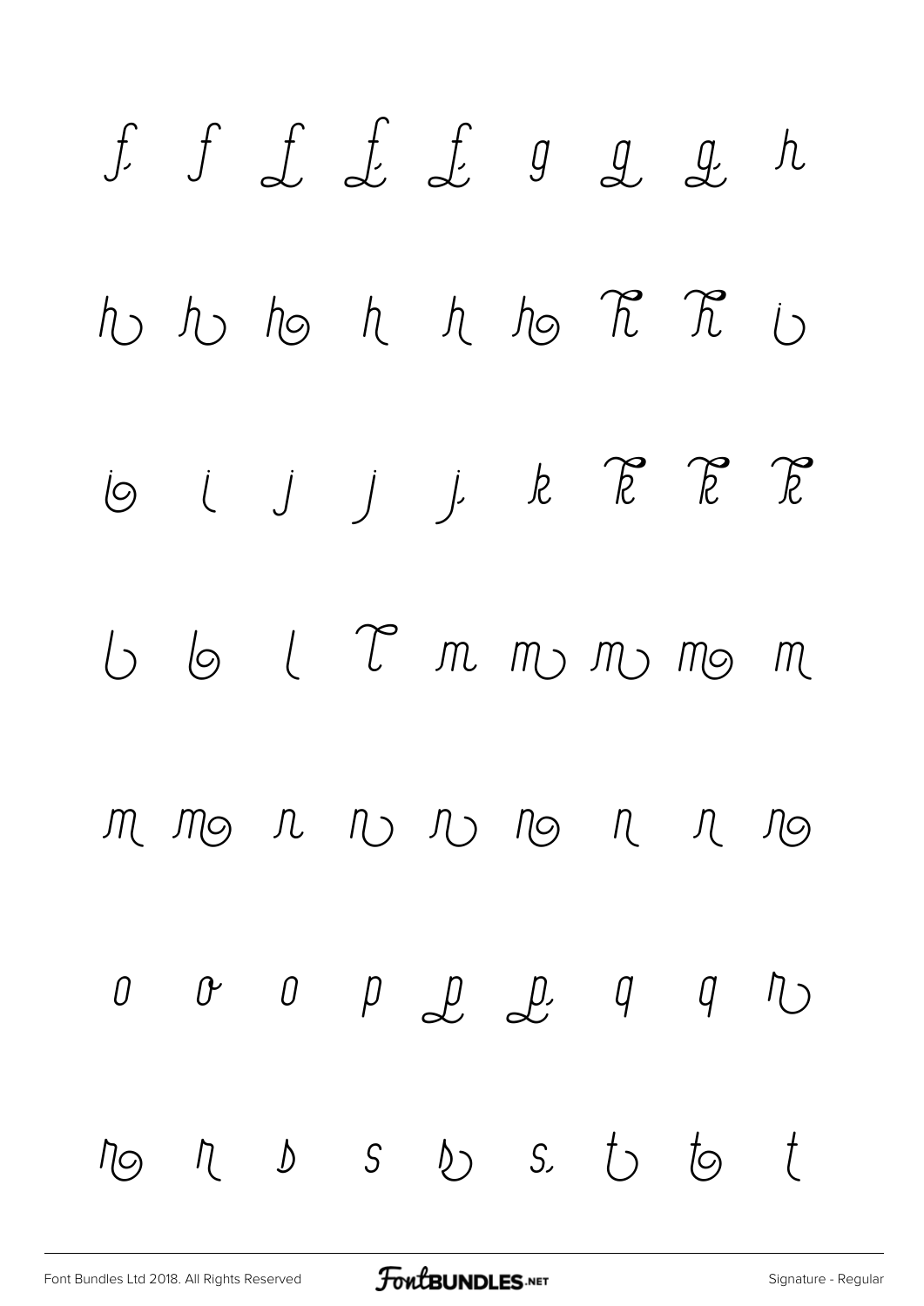f f f f f g g g h

h h h h h h h h i

i i j j j k k k k

l l l l m m m m m

m m n n n n n n n

o o o p p p q q r

r r s s s s t t t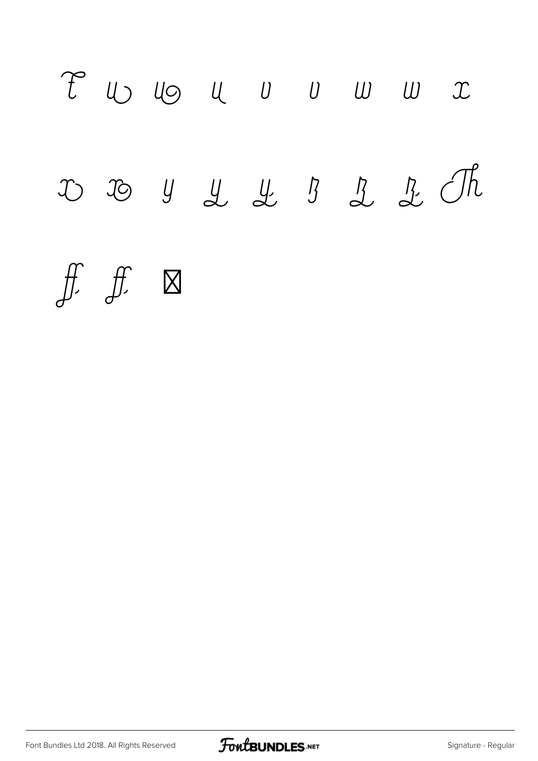t u u u v v w w x

x x y y y z z z Th

ff ff ⊠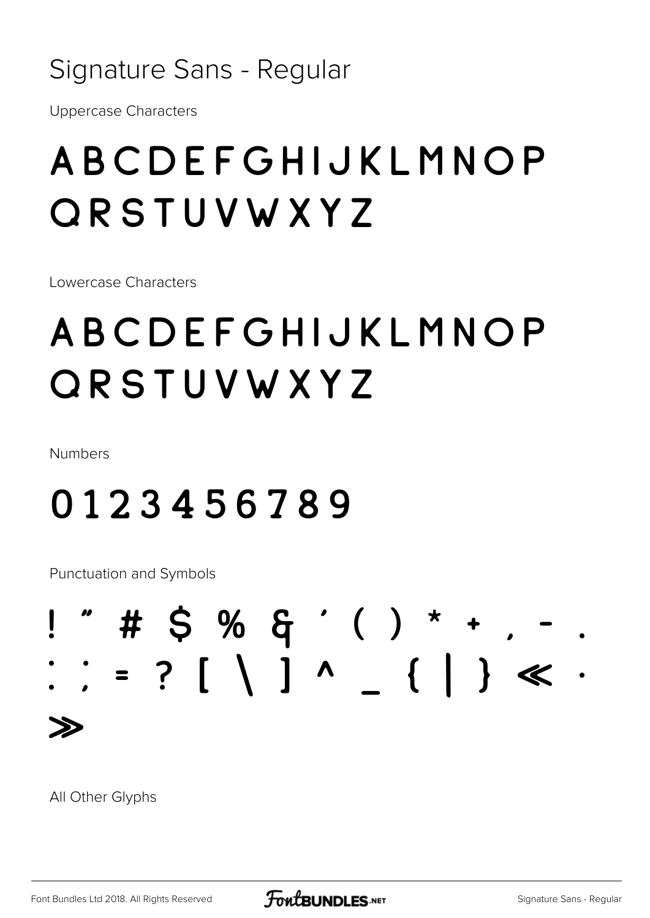# Signature Sans - Regular

Uppercase Characters

## ABCDEFGHIJKLMNOP QRSTUVWXYZ

Lowercase Characters

## ABCDEFGHIJKLMNOP QRSTUVWXYZ

Numbers

## 0123456789

Punctuation and Symbols

## ! " # $ % & ' ( ) * + , - . : ; = ? [ \ ] ^ _ { | } « · »

All Other Glyphs